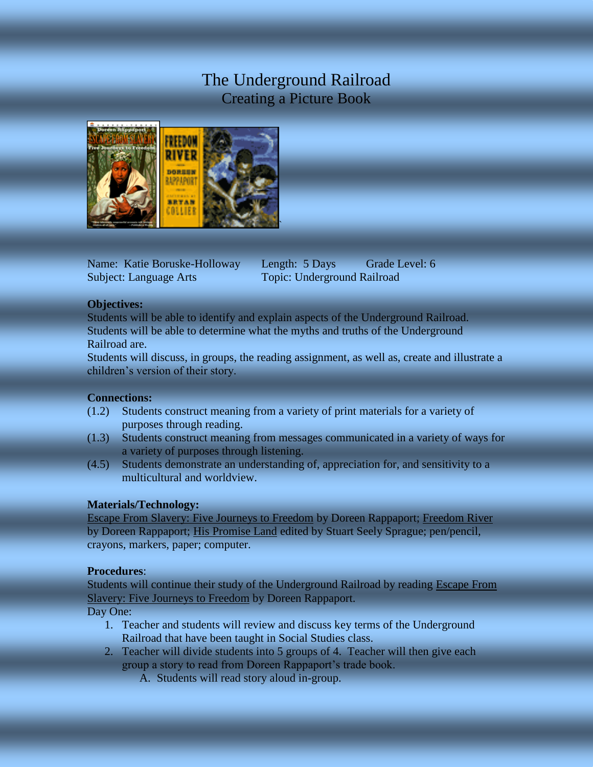# The Underground Railroad

## Creating a Picture Book

Name: Katie Boruske-Holloway  Length: 5 Days  Grade Level: 6
Subject: Language Arts  Topic: Underground Railroad

**Objectives:**

Students will be able to identify and explain aspects of the Underground Railroad.
Students will be able to determine what the myths and truths of the Underground Railroad are.
Students will discuss, in groups, the reading assignment, as well as, create and illustrate a children's version of their story.

**Connections:**

(1.2) Students construct meaning from a variety of print materials for a variety of purposes through reading.
(1.3) Students construct meaning from messages communicated in a variety of ways for a variety of purposes through listening.
(4.5) Students demonstrate an understanding of, appreciation for, and sensitivity to a multicultural and worldview.

**Materials/Technology:**

Escape From Slavery: Five Journeys to Freedom by Doreen Rappaport; Freedom River by Doreen Rappaport; His Promise Land edited by Stuart Seely Sprague; pen/pencil, crayons, markers, paper; computer.

**Procedures**:

Students will continue their study of the Underground Railroad by reading Escape From Slavery: Five Journeys to Freedom by Doreen Rappaport.

Day One:

1. Teacher and students will review and discuss key terms of the Underground Railroad that have been taught in Social Studies class.
2. Teacher will divide students into 5 groups of 4. Teacher will then give each group a story to read from Doreen Rappaport's trade book.
   A. Students will read story aloud in-group.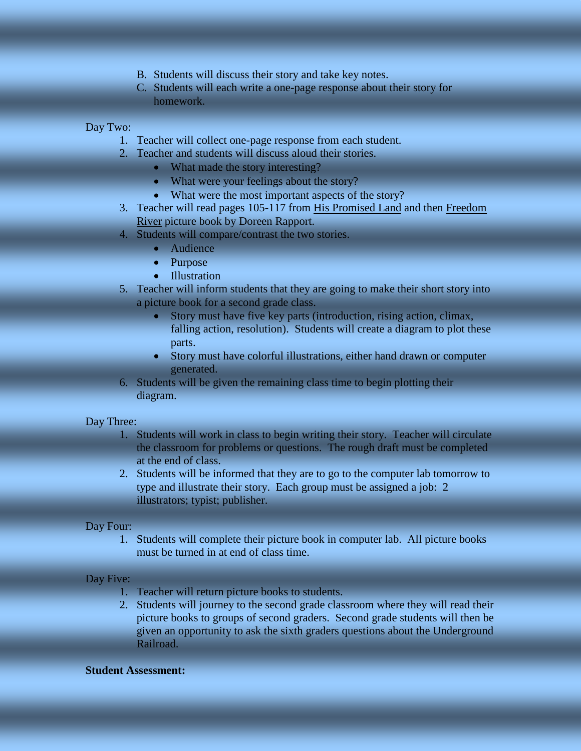B. Students will discuss their story and take key notes.
C. Students will each write a one-page response about their story for homework.

Day Two:

1. Teacher will collect one-page response from each student.
2. Teacher and students will discuss aloud their stories.
   - What made the story interesting?
   - What were your feelings about the story?
   - What were the most important aspects of the story?
3. Teacher will read pages 105-117 from His Promised Land and then Freedom River picture book by Doreen Rapport.
4. Students will compare/contrast the two stories.
   - Audience
   - Purpose
   - Illustration
5. Teacher will inform students that they are going to make their short story into a picture book for a second grade class.
   - Story must have five key parts (introduction, rising action, climax, falling action, resolution). Students will create a diagram to plot these parts.
   - Story must have colorful illustrations, either hand drawn or computer generated.
6. Students will be given the remaining class time to begin plotting their diagram.

Day Three:

1. Students will work in class to begin writing their story. Teacher will circulate the classroom for problems or questions. The rough draft must be completed at the end of class.
2. Students will be informed that they are to go to the computer lab tomorrow to type and illustrate their story. Each group must be assigned a job: 2 illustrators; typist; publisher.

Day Four:

1. Students will complete their picture book in computer lab. All picture books must be turned in at end of class time.

Day Five:

1. Teacher will return picture books to students.
2. Students will journey to the second grade classroom where they will read their picture books to groups of second graders. Second grade students will then be given an opportunity to ask the sixth graders questions about the Underground Railroad.

**Student Assessment:**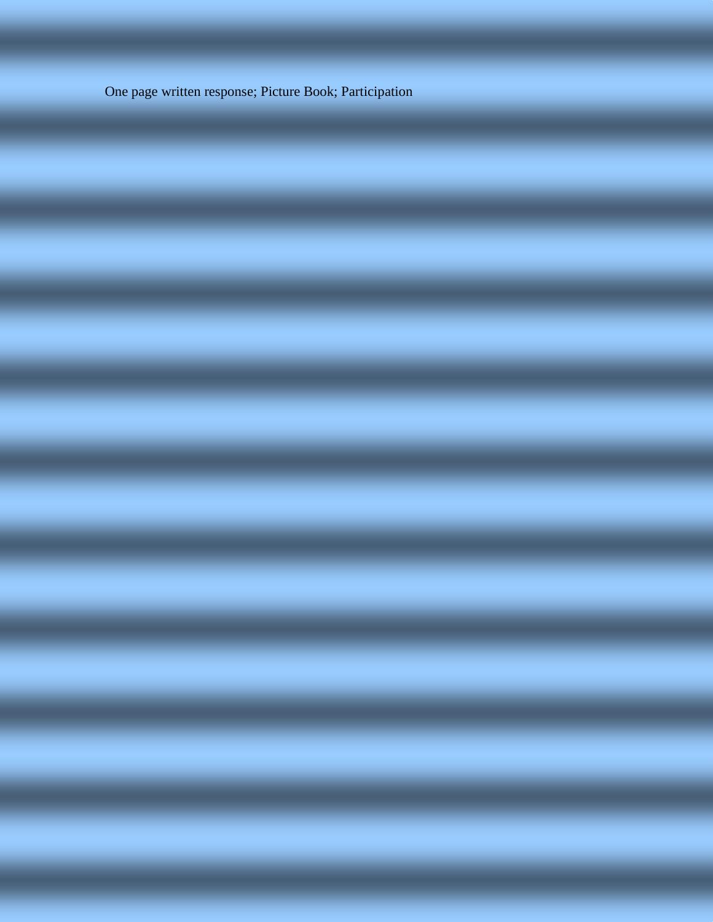One page written response; Picture Book; Participation